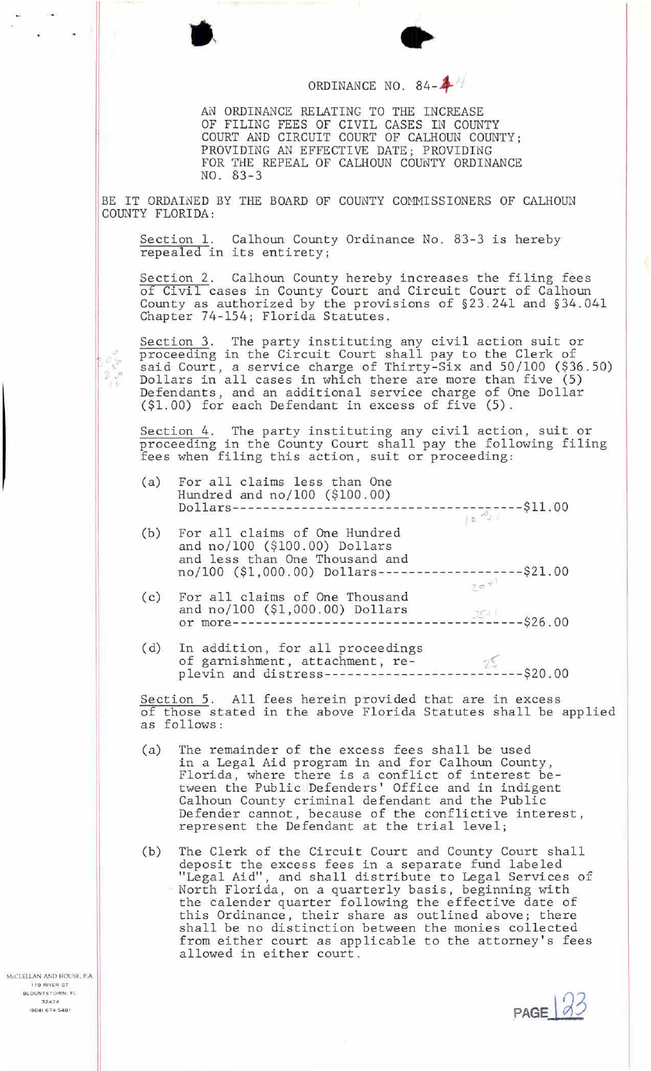ORDINANCE NO. 84-4

AN ORDINANCE RELATING TO THE INCREASE OF FILING FEES OF CIVIL CASES IN COUNTY COURT AND CIRCUIT COURT OF CALHOUN COUNTY; PROVIDING AN EFFECTIVE DATE; PROVIDING FOR THE REPEAL OF CALHOUN COUNTY ORDINANCE NO. 83-3

BE IT ORDAINED BY THE BOARD OF COUNTY COMMISSIONERS OF CALHOUN COUNTY FLORIDA:

Section 1. Calhoun County Ordinance No. 83-3 is hereby repealed in its entirety;

Section 2. Calhoun County hereby increases the filing fees of Civil cases in County Court and Circuit Court of Calhoun County as authorized by the provisions of §23.241 and §34.041 Chapter 74-154; Florida Statutes.

Section 3. The party instituting any civil action suit or proceeding in the Circuit Court shall pay to the Clerk of said Court, a service charge of Thirty-Six and 50/100 ($36.50) Dollars in all cases in which there are more than five (5) Defendants, and an additional service charge of One Dollar ($1.00) for each Defendant in excess of five (5).

Section 4. The party instituting any civil action, suit or proceeding in the County Court shall pay the following filing fees when filing this action, suit or proceeding:

(a) For all claims less than One Hundred and no/100 ($100.00) Dollars---------------------------------------$11.00

(b) For all claims of One Hundred and no/100 ($100.00) Dollars and less than One Thousand and no/100 ($1,000.00) Dollars-------------------$21.00

(c) For all claims of One Thousand and no/100 ($1,000.00) Dollars or more---------------------------------------$26.00

(d) In addition, for all proceedings of garnishment, attachment, replevin and distress--------------------------$20.00

Section 5. All fees herein provided that are in excess of those stated in the above Florida Statutes shall be applied as follows:

(a) The remainder of the excess fees shall be used in a Legal Aid program in and for Calhoun County, Florida, where there is a conflict of interest between the Public Defenders' Office and in indigent Calhoun County criminal defendant and the Public Defender cannot, because of the conflictive interest, represent the Defendant at the trial level;

(b) The Clerk of the Circuit Court and County Court shall deposit the excess fees in a separate fund labeled "Legal Aid", and shall distribute to Legal Services of North Florida, on a quarterly basis, beginning with the calender quarter following the effective date of this Ordinance, their share as outlined above; there shall be no distinction between the monies collected from either court as applicable to the attorney's fees allowed in either court.

McCLELLAN AND HOUSE, P.A.
119 RIVER ST
BLOUNTSTOWN, FL
32424
(904) 674-5481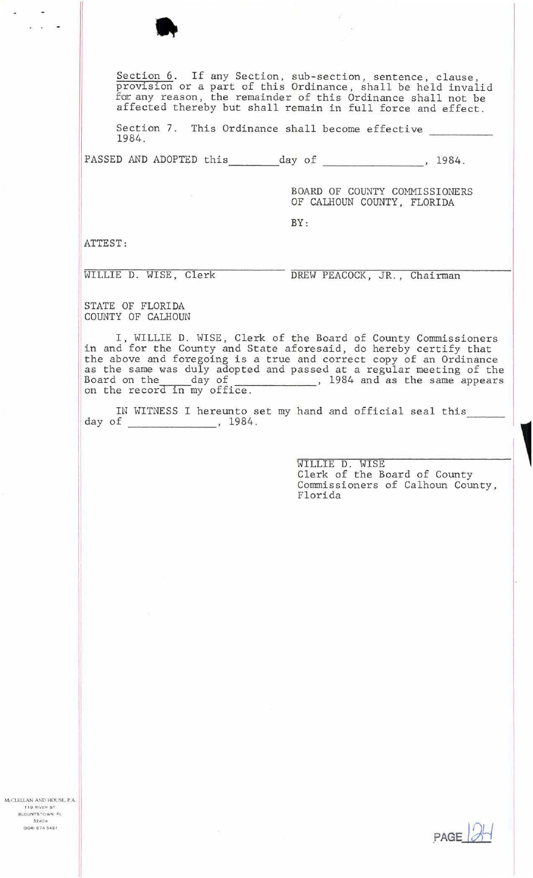Section 6. If any Section, sub-section, sentence, clause, provision or a part of this Ordinance, shall be held invalid for any reason, the remainder of this Ordinance shall not be affected thereby but shall remain in full force and effect.

Section 7. This Ordinance shall become effective __________ 1984.

PASSED AND ADOPTED this ________ day of ________________, 1984.

BOARD OF COUNTY COMMISSIONERS
OF CALHOUN COUNTY, FLORIDA

BY:

ATTEST:

WILLIE D. WISE, Clerk

DREW PEACOCK, JR., Chairman

STATE OF FLORIDA
COUNTY OF CALHOUN

I, WILLIE D. WISE, Clerk of the Board of County Commissioners in and for the County and State aforesaid, do hereby certify that the above and foregoing is a true and correct copy of an Ordinance as the same was duly adopted and passed at a regular meeting of the Board on the _____ day of ____________, 1984 and as the same appears on the record in my office.

IN WITNESS I hereunto set my hand and official seal this ______ day of ______________, 1984.

WILLIE D. WISE
Clerk of the Board of County
Commissioners of Calhoun County,
Florida

McCLELLAN AND HOUSE, P.A.
119 RIVER ST.
BLOUNTSTOWN, FL
32424
(904) 674-5481